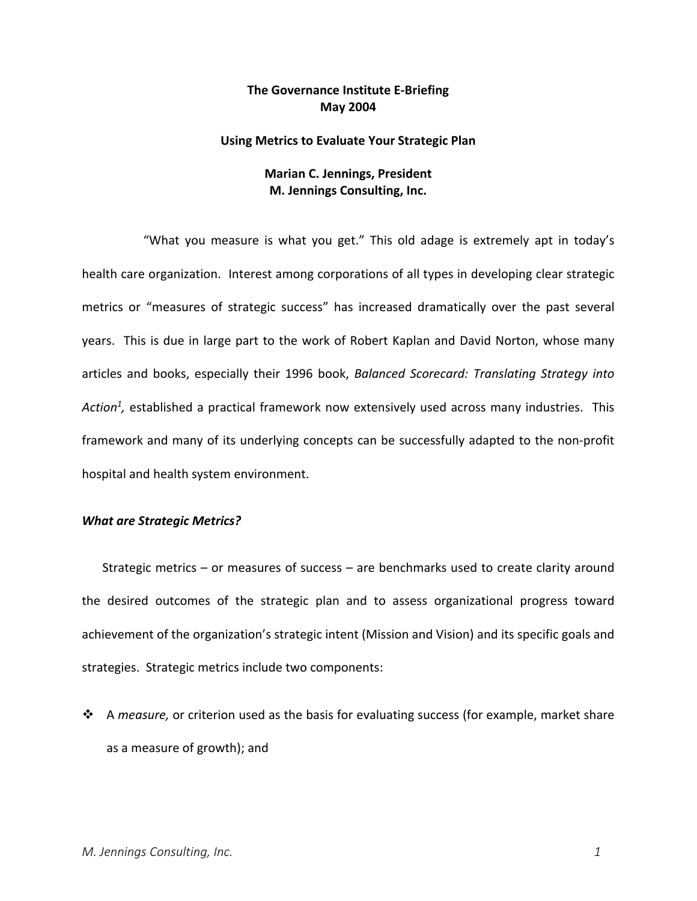**The Governance Institute E-Briefing**
**May 2004**

# Using Metrics to Evaluate Your Strategic Plan

**Marian C. Jennings, President**
**M. Jennings Consulting, Inc.**

"What you measure is what you get." This old adage is extremely apt in today's health care organization. Interest among corporations of all types in developing clear strategic metrics or "measures of strategic success" has increased dramatically over the past several years. This is due in large part to the work of Robert Kaplan and David Norton, whose many articles and books, especially their 1996 book, *Balanced Scorecard: Translating Strategy into Action*[1], established a practical framework now extensively used across many industries. This framework and many of its underlying concepts can be successfully adapted to the non-profit hospital and health system environment.

### *What are Strategic Metrics?*

Strategic metrics – or measures of success – are benchmarks used to create clarity around the desired outcomes of the strategic plan and to assess organizational progress toward achievement of the organization's strategic intent (Mission and Vision) and its specific goals and strategies. Strategic metrics include two components:

- A *measure,* or criterion used as the basis for evaluating success (for example, market share as a measure of growth); and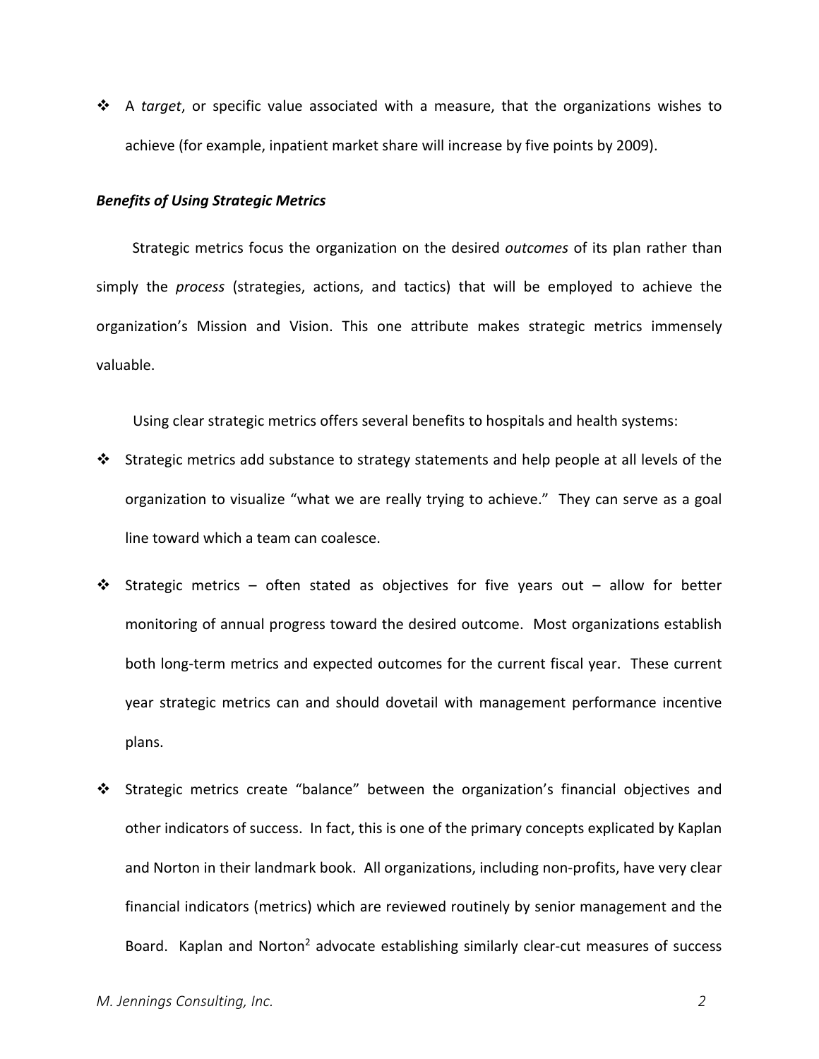- A *target*, or specific value associated with a measure, that the organizations wishes to achieve (for example, inpatient market share will increase by five points by 2009).

***Benefits of Using Strategic Metrics***

Strategic metrics focus the organization on the desired *outcomes* of its plan rather than simply the *process* (strategies, actions, and tactics) that will be employed to achieve the organization's Mission and Vision. This one attribute makes strategic metrics immensely valuable.

Using clear strategic metrics offers several benefits to hospitals and health systems:

- Strategic metrics add substance to strategy statements and help people at all levels of the organization to visualize "what we are really trying to achieve." They can serve as a goal line toward which a team can coalesce.
- Strategic metrics – often stated as objectives for five years out – allow for better monitoring of annual progress toward the desired outcome. Most organizations establish both long-term metrics and expected outcomes for the current fiscal year. These current year strategic metrics can and should dovetail with management performance incentive plans.
- Strategic metrics create "balance" between the organization's financial objectives and other indicators of success. In fact, this is one of the primary concepts explicated by Kaplan and Norton in their landmark book. All organizations, including non-profits, have very clear financial indicators (metrics) which are reviewed routinely by senior management and the Board. Kaplan and Norton[2] advocate establishing similarly clear-cut measures of success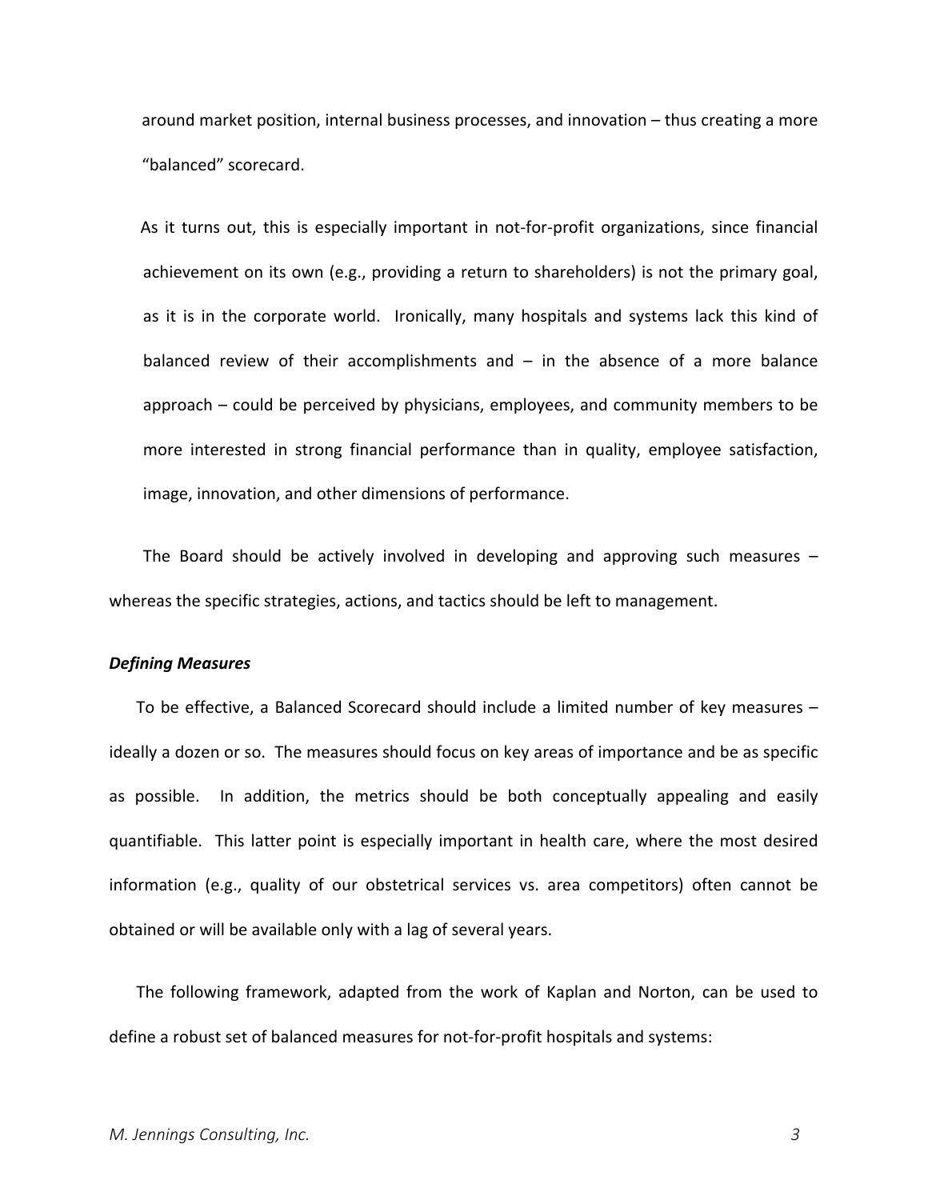around market position, internal business processes, and innovation – thus creating a more "balanced" scorecard.

As it turns out, this is especially important in not-for-profit organizations, since financial achievement on its own (e.g., providing a return to shareholders) is not the primary goal, as it is in the corporate world. Ironically, many hospitals and systems lack this kind of balanced review of their accomplishments and – in the absence of a more balance approach – could be perceived by physicians, employees, and community members to be more interested in strong financial performance than in quality, employee satisfaction, image, innovation, and other dimensions of performance.

The Board should be actively involved in developing and approving such measures – whereas the specific strategies, actions, and tactics should be left to management.

***Defining Measures***

To be effective, a Balanced Scorecard should include a limited number of key measures – ideally a dozen or so. The measures should focus on key areas of importance and be as specific as possible. In addition, the metrics should be both conceptually appealing and easily quantifiable. This latter point is especially important in health care, where the most desired information (e.g., quality of our obstetrical services vs. area competitors) often cannot be obtained or will be available only with a lag of several years.

The following framework, adapted from the work of Kaplan and Norton, can be used to define a robust set of balanced measures for not-for-profit hospitals and systems: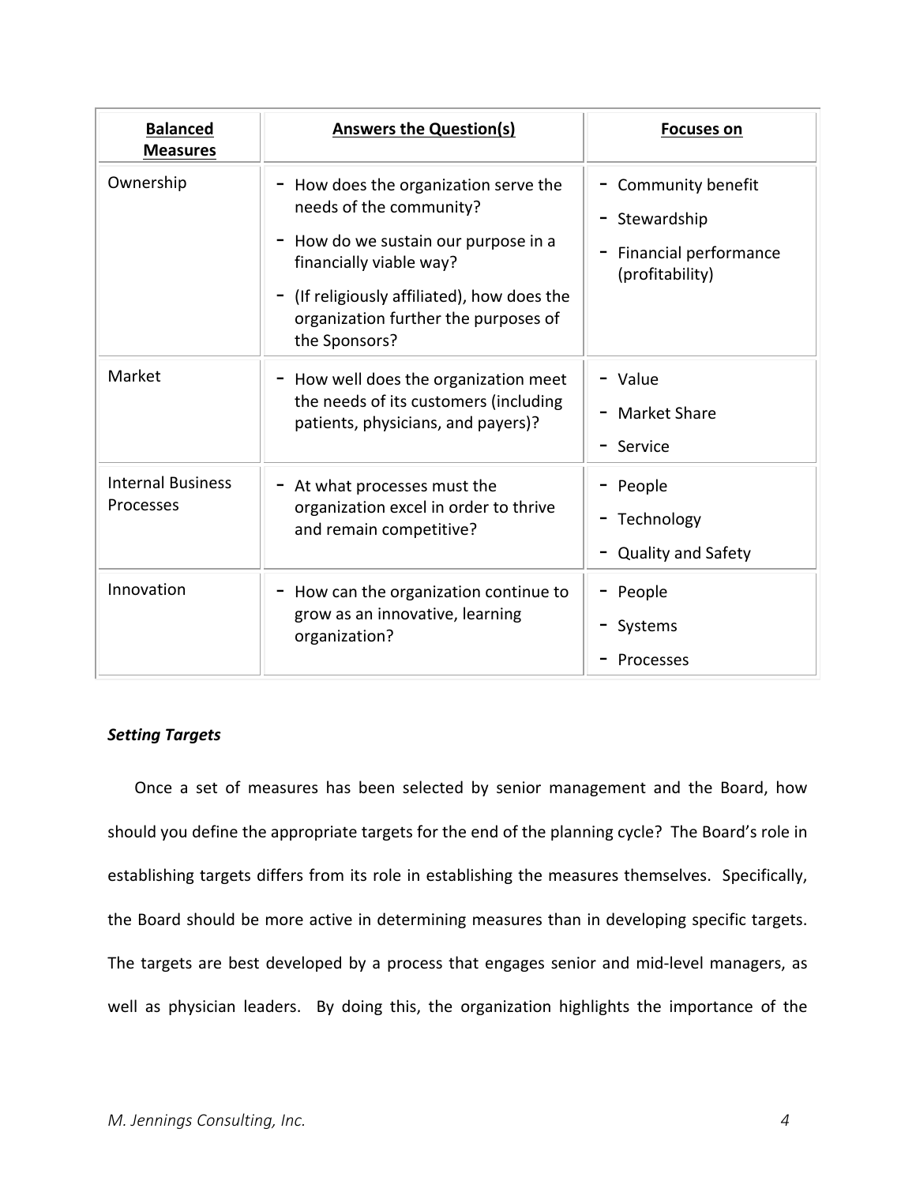| Balanced Measures | Answers the Question(s) | Focuses on |
| --- | --- | --- |
| Ownership | - How does the organization serve the needs of the community?<br>- How do we sustain our purpose in a financially viable way?<br>- (If religiously affiliated), how does the organization further the purposes of the Sponsors? | - Community benefit<br>- Stewardship<br>- Financial performance (profitability) |
| Market | - How well does the organization meet the needs of its customers (including patients, physicians, and payers)? | - Value<br>- Market Share<br>- Service |
| Internal Business Processes | - At what processes must the organization excel in order to thrive and remain competitive? | - People<br>- Technology<br>- Quality and Safety |
| Innovation | - How can the organization continue to grow as an innovative, learning organization? | - People<br>- Systems<br>- Processes |

***Setting Targets***

Once a set of measures has been selected by senior management and the Board, how should you define the appropriate targets for the end of the planning cycle? The Board's role in establishing targets differs from its role in establishing the measures themselves. Specifically, the Board should be more active in determining measures than in developing specific targets. The targets are best developed by a process that engages senior and mid-level managers, as well as physician leaders. By doing this, the organization highlights the importance of the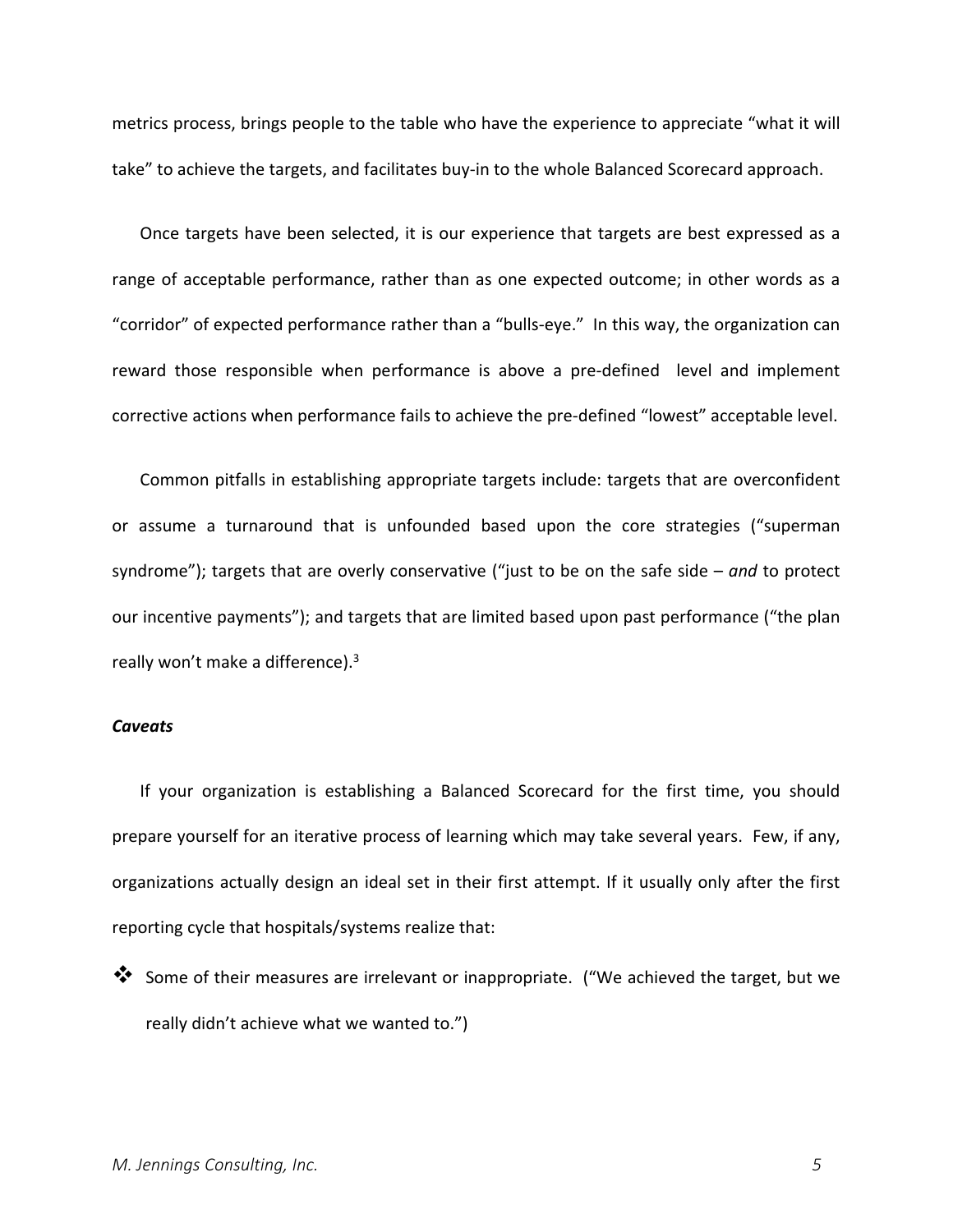metrics process, brings people to the table who have the experience to appreciate “what it will take” to achieve the targets, and facilitates buy-in to the whole Balanced Scorecard approach.

Once targets have been selected, it is our experience that targets are best expressed as a range of acceptable performance, rather than as one expected outcome; in other words as a “corridor” of expected performance rather than a “bulls-eye.” In this way, the organization can reward those responsible when performance is above a pre-defined level and implement corrective actions when performance fails to achieve the pre-defined “lowest” acceptable level.

Common pitfalls in establishing appropriate targets include: targets that are overconfident or assume a turnaround that is unfounded based upon the core strategies (“superman syndrome”); targets that are overly conservative (“just to be on the safe side – *and* to protect our incentive payments”); and targets that are limited based upon past performance (“the plan really won’t make a difference).[3]

***Caveats***

If your organization is establishing a Balanced Scorecard for the first time, you should prepare yourself for an iterative process of learning which may take several years. Few, if any, organizations actually design an ideal set in their first attempt. If it usually only after the first reporting cycle that hospitals/systems realize that:

- Some of their measures are irrelevant or inappropriate. (“We achieved the target, but we really didn’t achieve what we wanted to.”)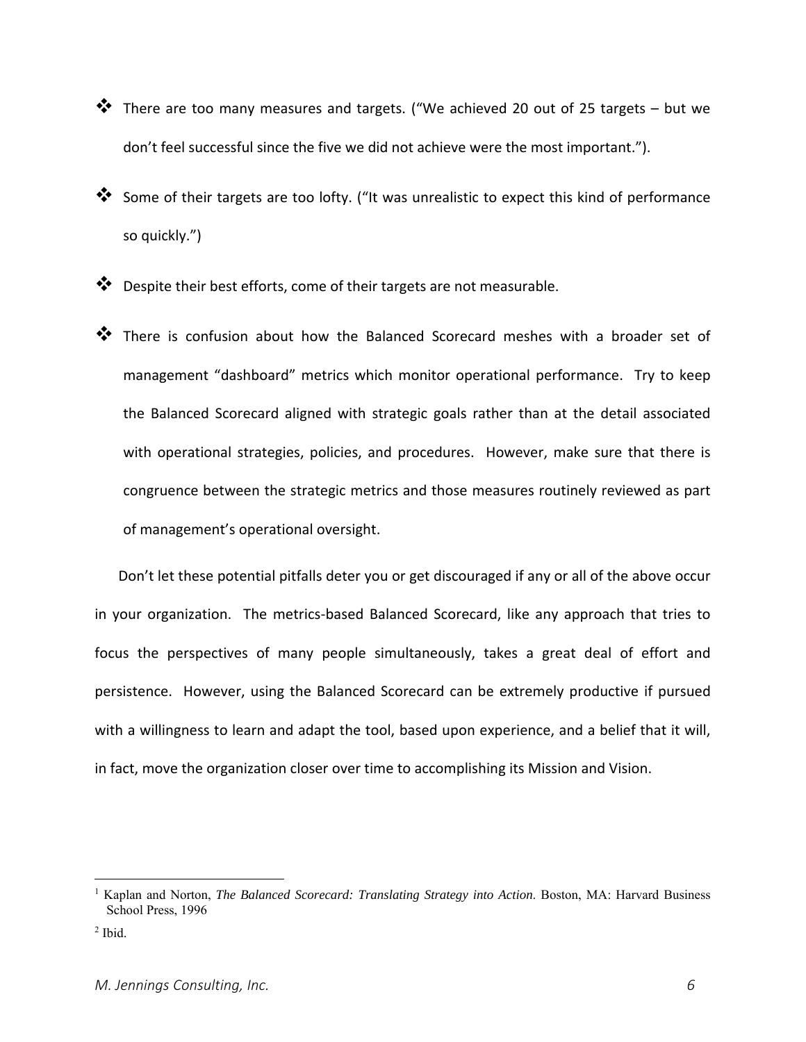- There are too many measures and targets. ("We achieved 20 out of 25 targets – but we don't feel successful since the five we did not achieve were the most important.").

- Some of their targets are too lofty. ("It was unrealistic to expect this kind of performance so quickly.")

- Despite their best efforts, come of their targets are not measurable.

- There is confusion about how the Balanced Scorecard meshes with a broader set of management "dashboard" metrics which monitor operational performance. Try to keep the Balanced Scorecard aligned with strategic goals rather than at the detail associated with operational strategies, policies, and procedures. However, make sure that there is congruence between the strategic metrics and those measures routinely reviewed as part of management's operational oversight.

Don't let these potential pitfalls deter you or get discouraged if any or all of the above occur in your organization. The metrics-based Balanced Scorecard, like any approach that tries to focus the perspectives of many people simultaneously, takes a great deal of effort and persistence. However, using the Balanced Scorecard can be extremely productive if pursued with a willingness to learn and adapt the tool, based upon experience, and a belief that it will, in fact, move the organization closer over time to accomplishing its Mission and Vision.

---

[1] Kaplan and Norton, *The Balanced Scorecard: Translating Strategy into Action.* Boston, MA: Harvard Business School Press, 1996

[2] Ibid.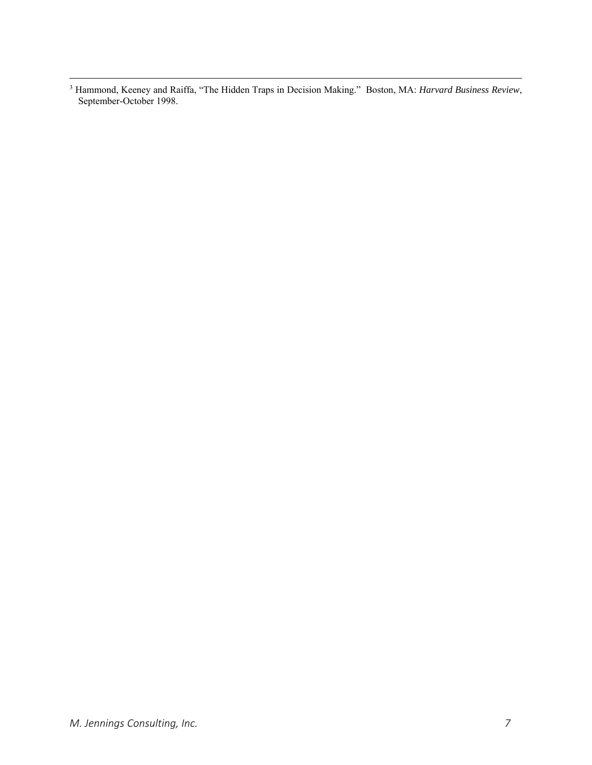[3] Hammond, Keeney and Raiffa, "The Hidden Traps in Decision Making." Boston, MA: *Harvard Business Review*, September-October 1998.